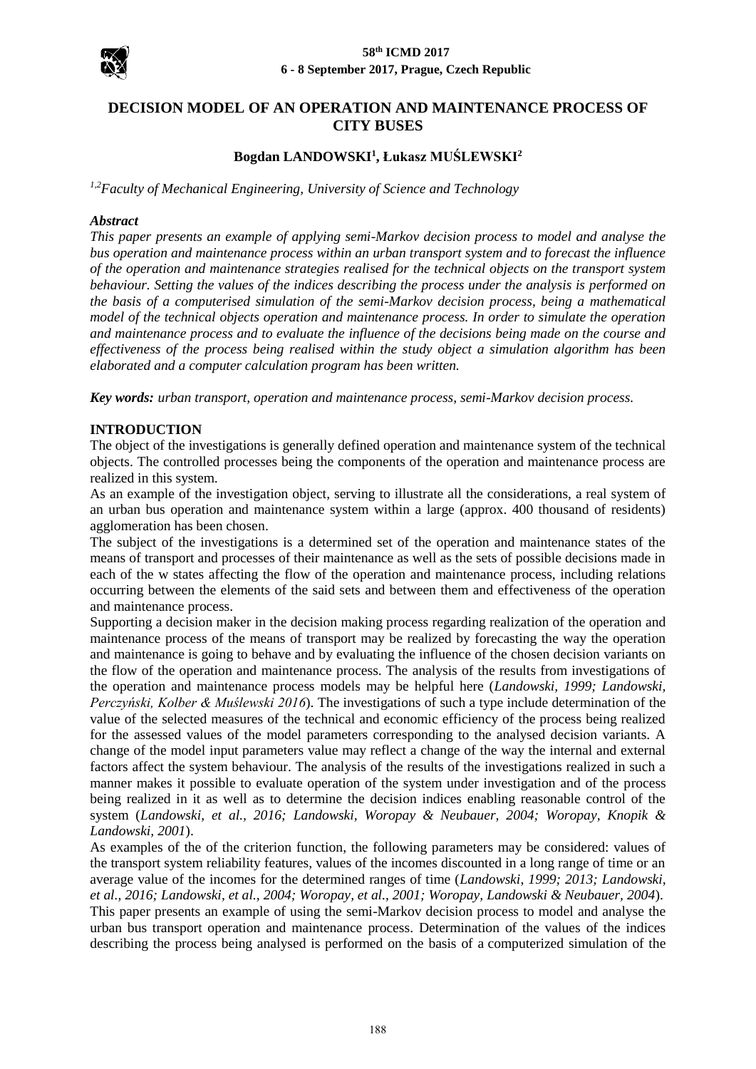# DECISION MODEL OF AN OPERATION AND MAINTENANCE PROCESS OF CITY BUSES

**Bogdan LANDOWSKI[1], Łukasz MUŚLEWSKI[2]**

*[1,2]Faculty of Mechanical Engineering, University of Science and Technology*

***Abstract***

*This paper presents an example of applying semi-Markov decision process to model and analyse the bus operation and maintenance process within an urban transport system and to forecast the influence of the operation and maintenance strategies realised for the technical objects on the transport system behaviour. Setting the values of the indices describing the process under the analysis is performed on the basis of a computerised simulation of the semi-Markov decision process, being a mathematical model of the technical objects operation and maintenance process. In order to simulate the operation and maintenance process and to evaluate the influence of the decisions being made on the course and effectiveness of the process being realised within the study object a simulation algorithm has been elaborated and a computer calculation program has been written.*

***Key words:*** *urban transport, operation and maintenance process, semi-Markov decision process.*

## INTRODUCTION

The object of the investigations is generally defined operation and maintenance system of the technical objects. The controlled processes being the components of the operation and maintenance process are realized in this system.

As an example of the investigation object, serving to illustrate all the considerations, a real system of an urban bus operation and maintenance system within a large (approx. 400 thousand of residents) agglomeration has been chosen.

The subject of the investigations is a determined set of the operation and maintenance states of the means of transport and processes of their maintenance as well as the sets of possible decisions made in each of the w states affecting the flow of the operation and maintenance process, including relations occurring between the elements of the said sets and between them and effectiveness of the operation and maintenance process.

Supporting a decision maker in the decision making process regarding realization of the operation and maintenance process of the means of transport may be realized by forecasting the way the operation and maintenance is going to behave and by evaluating the influence of the chosen decision variants on the flow of the operation and maintenance process. The analysis of the results from investigations of the operation and maintenance process models may be helpful here (*Landowski, 1999; Landowski, Perczyński, Kolber & Muślewski 2016*). The investigations of such a type include determination of the value of the selected measures of the technical and economic efficiency of the process being realized for the assessed values of the model parameters corresponding to the analysed decision variants. A change of the model input parameters value may reflect a change of the way the internal and external factors affect the system behaviour. The analysis of the results of the investigations realized in such a manner makes it possible to evaluate operation of the system under investigation and of the process being realized in it as well as to determine the decision indices enabling reasonable control of the system (*Landowski, et al., 2016; Landowski, Woropay & Neubauer, 2004; Woropay, Knopik & Landowski, 2001*).

As examples of the of the criterion function, the following parameters may be considered: values of the transport system reliability features, values of the incomes discounted in a long range of time or an average value of the incomes for the determined ranges of time (*Landowski, 1999; 2013; Landowski, et al., 2016; Landowski, et al., 2004; Woropay, et al., 2001; Woropay, Landowski & Neubauer, 2004*).

This paper presents an example of using the semi-Markov decision process to model and analyse the urban bus transport operation and maintenance process. Determination of the values of the indices describing the process being analysed is performed on the basis of a computerized simulation of the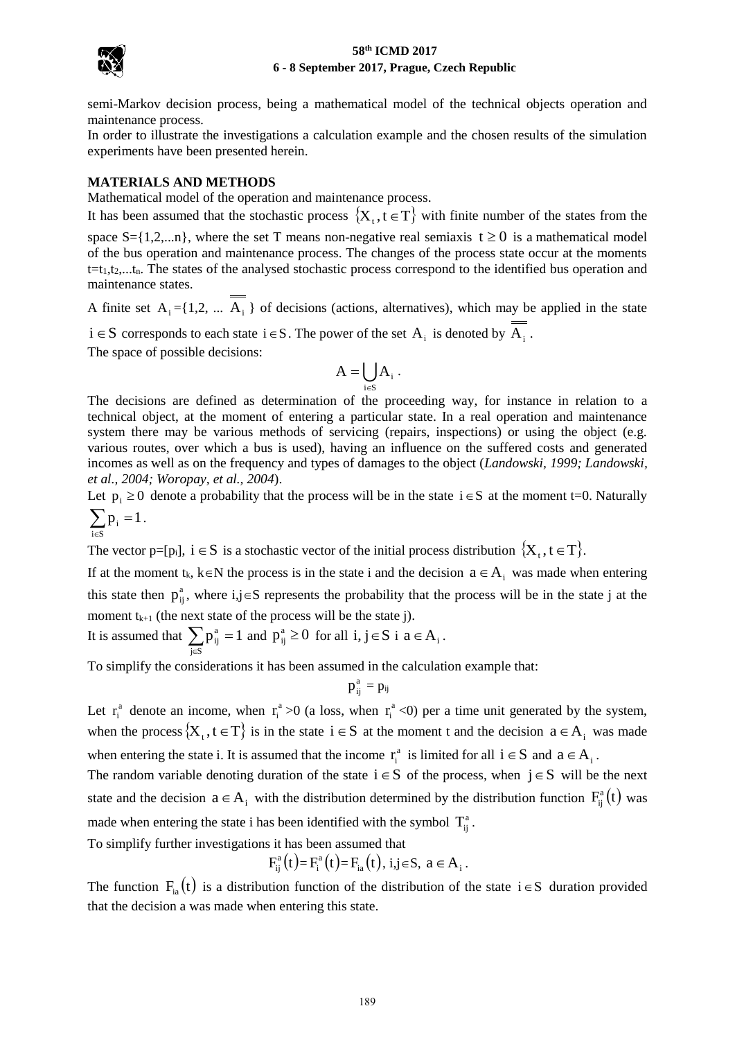semi-Markov decision process, being a mathematical model of the technical objects operation and maintenance process.

In order to illustrate the investigations a calculation example and the chosen results of the simulation experiments have been presented herein.

## MATERIALS AND METHODS

Mathematical model of the operation and maintenance process.

It has been assumed that the stochastic process $\{X_t, t \in T\}$ with finite number of the states from the space S={1,2,...n}, where the set T means non-negative real semiaxis $t \geq 0$ is a mathematical model of the bus operation and maintenance process. The changes of the process state occur at the moments $t=t_1,t_2,...t_n$. The states of the analysed stochastic process correspond to the identified bus operation and maintenance states.

A finite set $A_i=\{1,2, ... \overline{\overline{A_i}}\}$ of decisions (actions, alternatives), which may be applied in the state $i \in S$ corresponds to each state $i \in S$. The power of the set $A_i$ is denoted by $\overline{\overline{A_i}}$.

The space of possible decisions:

$$A = \bigcup_{i \in S} A_i .$$

The decisions are defined as determination of the proceeding way, for instance in relation to a technical object, at the moment of entering a particular state. In a real operation and maintenance system there may be various methods of servicing (repairs, inspections) or using the object (e.g. various routes, over which a bus is used), having an influence on the suffered costs and generated incomes as well as on the frequency and types of damages to the object (*Landowski, 1999; Landowski, et al., 2004; Woropay, et al., 2004*).

Let $p_i \geq 0$ denote a probability that the process will be in the state $i \in S$ at the moment t=0. Naturally $\sum_{i \in S} p_i = 1$.

The vector $p=[p_i]$, $i \in S$ is a stochastic vector of the initial process distribution $\{X_t, t \in T\}$.

If at the moment $t_k$, $k \in N$ the process is in the state i and the decision $a \in A_i$ was made when entering this state then $p_{ij}^a$, where $i,j \in S$ represents the probability that the process will be in the state j at the moment $t_{k+1}$ (the next state of the process will be the state j).

It is assumed that $\sum_{j \in S} p_{ij}^a = 1$ and $p_{ij}^a \geq 0$ for all $i, j \in S$ i $a \in A_i$.

To simplify the considerations it has been assumed in the calculation example that:

$$p_{ij}^a = p_{ij}$$

Let $r_i^a$ denote an income, when $r_i^a > 0$ (a loss, when $r_i^a < 0$) per a time unit generated by the system, when the process $\{X_t, t \in T\}$ is in the state $i \in S$ at the moment t and the decision $a \in A_i$ was made when entering the state i. It is assumed that the income $r_i^a$ is limited for all $i \in S$ and $a \in A_i$.

The random variable denoting duration of the state $i \in S$ of the process, when $j \in S$ will be the next state and the decision $a \in A_i$ with the distribution determined by the distribution function $F_{ij}^a(t)$ was made when entering the state i has been identified with the symbol $T_{ij}^a$.

To simplify further investigations it has been assumed that

$$F_{ij}^a(t) = F_i^a(t) = F_{ia}(t),\ i,j \in S,\ a \in A_i .$$

The function $F_{ia}(t)$ is a distribution function of the distribution of the state $i \in S$ duration provided that the decision a was made when entering this state.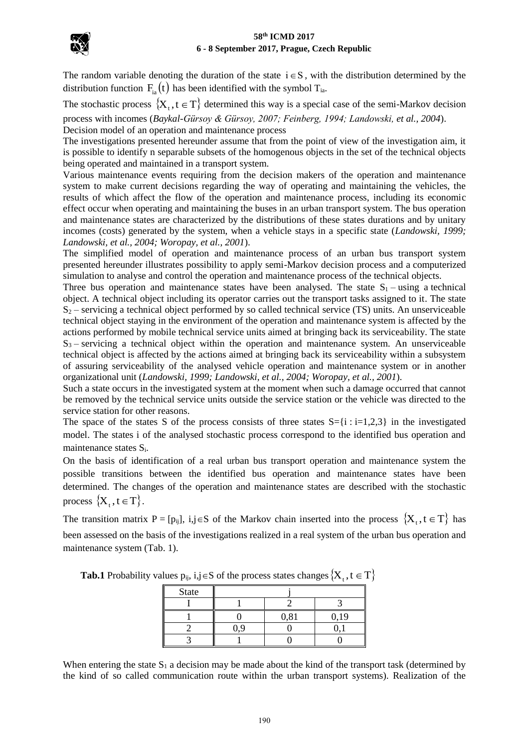The random variable denoting the duration of the state $i \in S$, with the distribution determined by the distribution function $F_{ia}(t)$ has been identified with the symbol $T_{ia}$.

The stochastic process $\{X_t, t \in T\}$ determined this way is a special case of the semi-Markov decision process with incomes (*Baykal-Gürsoy & Gürsoy, 2007; Feinberg, 1994; Landowski, et al., 2004*).

Decision model of an operation and maintenance process

The investigations presented hereunder assume that from the point of view of the investigation aim, it is possible to identify n separable subsets of the homogenous objects in the set of the technical objects being operated and maintained in a transport system.

Various maintenance events requiring from the decision makers of the operation and maintenance system to make current decisions regarding the way of operating and maintaining the vehicles, the results of which affect the flow of the operation and maintenance process, including its economic effect occur when operating and maintaining the buses in an urban transport system. The bus operation and maintenance states are characterized by the distributions of these states durations and by unitary incomes (costs) generated by the system, when a vehicle stays in a specific state (*Landowski, 1999; Landowski, et al., 2004; Woropay, et al., 2001*).

The simplified model of operation and maintenance process of an urban bus transport system presented hereunder illustrates possibility to apply semi-Markov decision process and a computerized simulation to analyse and control the operation and maintenance process of the technical objects.

Three bus operation and maintenance states have been analysed. The state $S_1$ – using a technical object. A technical object including its operator carries out the transport tasks assigned to it. The state $S_2$ – servicing a technical object performed by so called technical service (TS) units. An unserviceable technical object staying in the environment of the operation and maintenance system is affected by the actions performed by mobile technical service units aimed at bringing back its serviceability. The state $S_3$ – servicing a technical object within the operation and maintenance system. An unserviceable technical object is affected by the actions aimed at bringing back its serviceability within a subsystem of assuring serviceability of the analysed vehicle operation and maintenance system or in another organizational unit (*Landowski, 1999; Landowski, et al., 2004; Woropay, et al., 2001*).

Such a state occurs in the investigated system at the moment when such a damage occurred that cannot be removed by the technical service units outside the service station or the vehicle was directed to the service station for other reasons.

The space of the states S of the process consists of three states $S=\{i : i=1,2,3\}$ in the investigated model. The states i of the analysed stochastic process correspond to the identified bus operation and maintenance states $S_i$.

On the basis of identification of a real urban bus transport operation and maintenance system the possible transitions between the identified bus operation and maintenance states have been determined. The changes of the operation and maintenance states are described with the stochastic process $\{X_t, t \in T\}$.

The transition matrix $P = [p_{ij}]$, $i,j \in S$ of the Markov chain inserted into the process $\{X_t, t \in T\}$ has been assessed on the basis of the investigations realized in a real system of the urban bus operation and maintenance system (Tab. 1).

**Tab.1** Probability values $p_{ij}$, $i,j \in S$ of the process states changes $\{X_t, t \in T\}$

| State | j | | |
|---|---|---|---|
| I | 1 | 2 | 3 |
| 1 | 0 | 0,81 | 0,19 |
| 2 | 0,9 | 0 | 0,1 |
| 3 | 1 | 0 | 0 |

When entering the state $S_1$ a decision may be made about the kind of the transport task (determined by the kind of so called communication route within the urban transport systems). Realization of the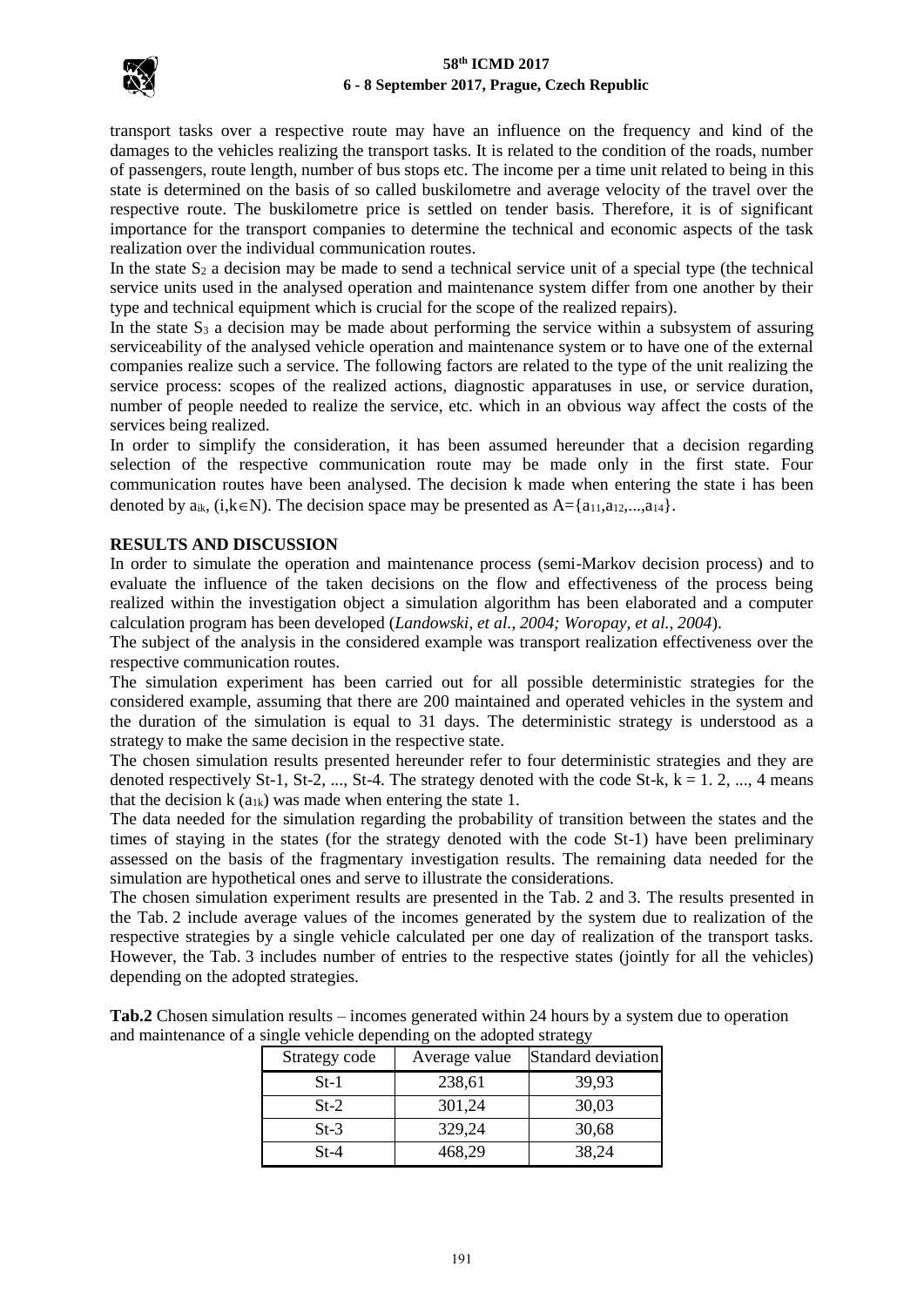transport tasks over a respective route may have an influence on the frequency and kind of the damages to the vehicles realizing the transport tasks. It is related to the condition of the roads, number of passengers, route length, number of bus stops etc. The income per a time unit related to being in this state is determined on the basis of so called buskilometre and average velocity of the travel over the respective route. The buskilometre price is settled on tender basis. Therefore, it is of significant importance for the transport companies to determine the technical and economic aspects of the task realization over the individual communication routes.

In the state $S_2$ a decision may be made to send a technical service unit of a special type (the technical service units used in the analysed operation and maintenance system differ from one another by their type and technical equipment which is crucial for the scope of the realized repairs).

In the state $S_3$ a decision may be made about performing the service within a subsystem of assuring serviceability of the analysed vehicle operation and maintenance system or to have one of the external companies realize such a service. The following factors are related to the type of the unit realizing the service process: scopes of the realized actions, diagnostic apparatuses in use, or service duration, number of people needed to realize the service, etc. which in an obvious way affect the costs of the services being realized.

In order to simplify the consideration, it has been assumed hereunder that a decision regarding selection of the respective communication route may be made only in the first state. Four communication routes have been analysed. The decision k made when entering the state i has been denoted by $a_{ik}$, $(i,k \in N)$. The decision space may be presented as $A=\{a_{11},a_{12},...,a_{14}\}$.

## RESULTS AND DISCUSSION

In order to simulate the operation and maintenance process (semi-Markov decision process) and to evaluate the influence of the taken decisions on the flow and effectiveness of the process being realized within the investigation object a simulation algorithm has been elaborated and a computer calculation program has been developed (*Landowski, et al., 2004; Woropay, et al., 2004*).

The subject of the analysis in the considered example was transport realization effectiveness over the respective communication routes.

The simulation experiment has been carried out for all possible deterministic strategies for the considered example, assuming that there are 200 maintained and operated vehicles in the system and the duration of the simulation is equal to 31 days. The deterministic strategy is understood as a strategy to make the same decision in the respective state.

The chosen simulation results presented hereunder refer to four deterministic strategies and they are denoted respectively St-1, St-2, ..., St-4. The strategy denoted with the code St-k, k = 1. 2, ..., 4 means that the decision k ($a_{1k}$) was made when entering the state 1.

The data needed for the simulation regarding the probability of transition between the states and the times of staying in the states (for the strategy denoted with the code St-1) have been preliminary assessed on the basis of the fragmentary investigation results. The remaining data needed for the simulation are hypothetical ones and serve to illustrate the considerations.

The chosen simulation experiment results are presented in the Tab. 2 and 3. The results presented in the Tab. 2 include average values of the incomes generated by the system due to realization of the respective strategies by a single vehicle calculated per one day of realization of the transport tasks. However, the Tab. 3 includes number of entries to the respective states (jointly for all the vehicles) depending on the adopted strategies.

**Tab.2** Chosen simulation results – incomes generated within 24 hours by a system due to operation and maintenance of a single vehicle depending on the adopted strategy

| Strategy code | Average value | Standard deviation |
|---|---|---|
| St-1 | 238,61 | 39,93 |
| St-2 | 301,24 | 30,03 |
| St-3 | 329,24 | 30,68 |
| St-4 | 468,29 | 38,24 |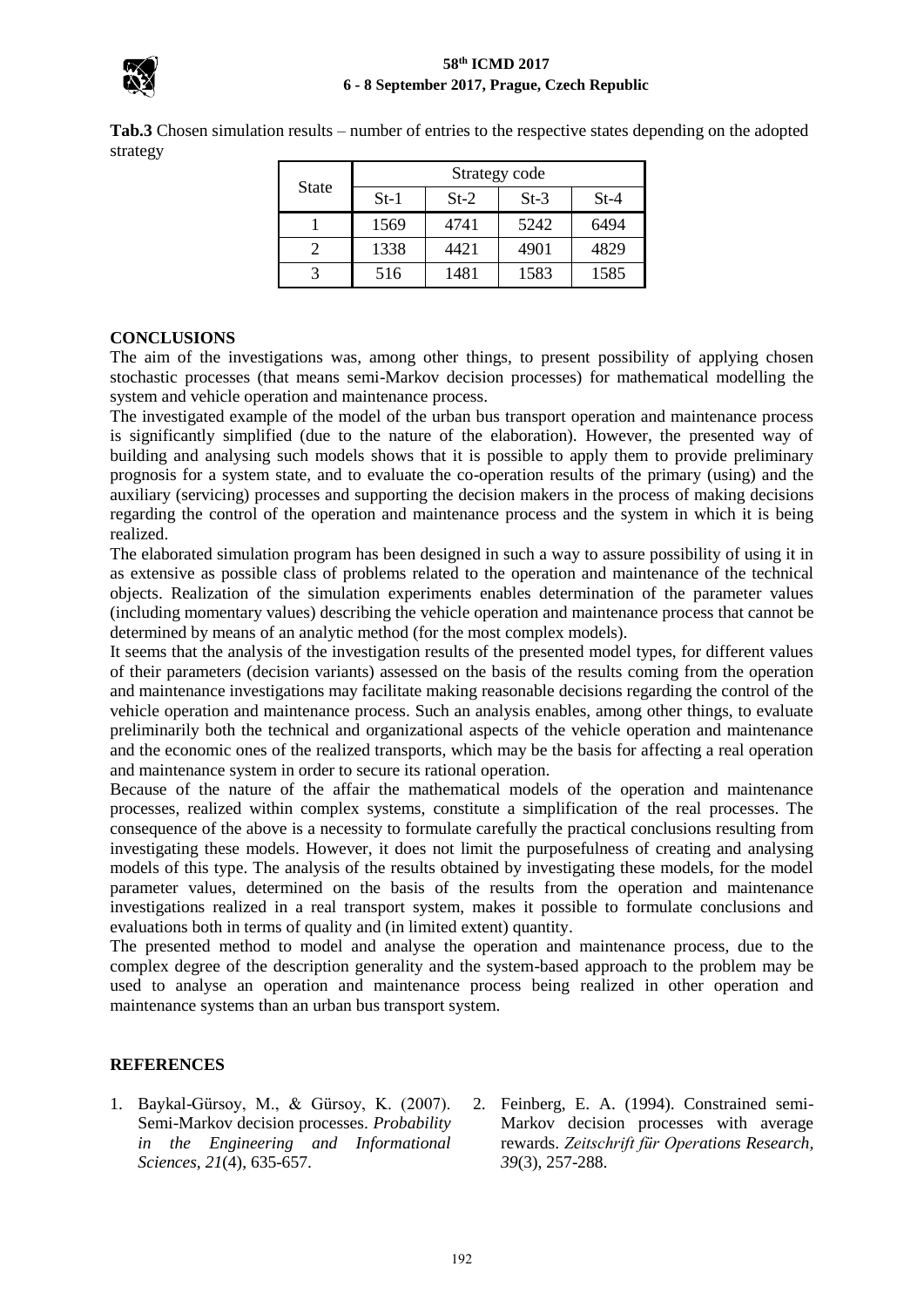**Tab.3** Chosen simulation results – number of entries to the respective states depending on the adopted strategy

| State | Strategy code | | | |
|---|---|---|---|---|
| | St-1 | St-2 | St-3 | St-4 |
| 1 | 1569 | 4741 | 5242 | 6494 |
| 2 | 1338 | 4421 | 4901 | 4829 |
| 3 | 516 | 1481 | 1583 | 1585 |

## CONCLUSIONS

The aim of the investigations was, among other things, to present possibility of applying chosen stochastic processes (that means semi-Markov decision processes) for mathematical modelling the system and vehicle operation and maintenance process.

The investigated example of the model of the urban bus transport operation and maintenance process is significantly simplified (due to the nature of the elaboration). However, the presented way of building and analysing such models shows that it is possible to apply them to provide preliminary prognosis for a system state, and to evaluate the co-operation results of the primary (using) and the auxiliary (servicing) processes and supporting the decision makers in the process of making decisions regarding the control of the operation and maintenance process and the system in which it is being realized.

The elaborated simulation program has been designed in such a way to assure possibility of using it in as extensive as possible class of problems related to the operation and maintenance of the technical objects. Realization of the simulation experiments enables determination of the parameter values (including momentary values) describing the vehicle operation and maintenance process that cannot be determined by means of an analytic method (for the most complex models).

It seems that the analysis of the investigation results of the presented model types, for different values of their parameters (decision variants) assessed on the basis of the results coming from the operation and maintenance investigations may facilitate making reasonable decisions regarding the control of the vehicle operation and maintenance process. Such an analysis enables, among other things, to evaluate preliminarily both the technical and organizational aspects of the vehicle operation and maintenance and the economic ones of the realized transports, which may be the basis for affecting a real operation and maintenance system in order to secure its rational operation.

Because of the nature of the affair the mathematical models of the operation and maintenance processes, realized within complex systems, constitute a simplification of the real processes. The consequence of the above is a necessity to formulate carefully the practical conclusions resulting from investigating these models. However, it does not limit the purposefulness of creating and analysing models of this type. The analysis of the results obtained by investigating these models, for the model parameter values, determined on the basis of the results from the operation and maintenance investigations realized in a real transport system, makes it possible to formulate conclusions and evaluations both in terms of quality and (in limited extent) quantity.

The presented method to model and analyse the operation and maintenance process, due to the complex degree of the description generality and the system-based approach to the problem may be used to analyse an operation and maintenance process being realized in other operation and maintenance systems than an urban bus transport system.

## REFERENCES

1. Baykal-Gürsoy, M., & Gürsoy, K. (2007). Semi-Markov decision processes. *Probability in the Engineering and Informational Sciences*, *21*(4), 635-657.
2. Feinberg, E. A. (1994). Constrained semi-Markov decision processes with average rewards. *Zeitschrift für Operations Research*, *39*(3), 257-288.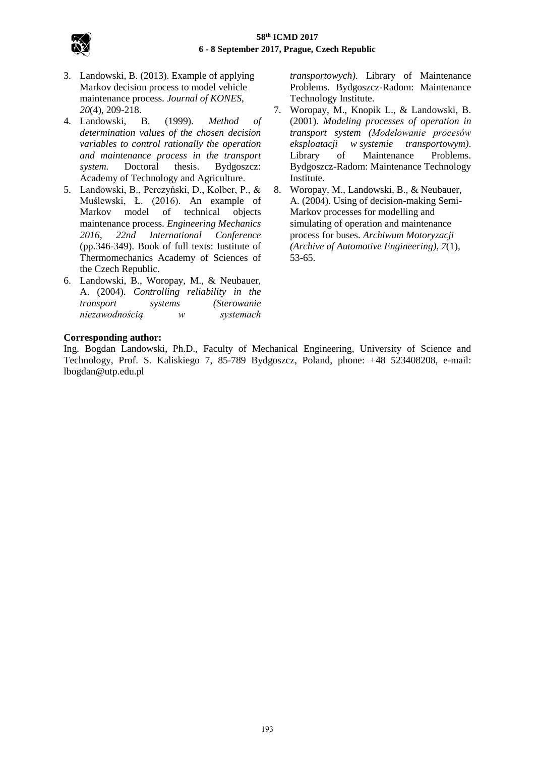3. Landowski, B. (2013). Example of applying Markov decision process to model vehicle maintenance process. *Journal of KONES*, *20*(4), 209-218.
4. Landowski, B. (1999). *Method of determination values of the chosen decision variables to control rationally the operation and maintenance process in the transport system.* Doctoral thesis. Bydgoszcz: Academy of Technology and Agriculture.
5. Landowski, B., Perczyński, D., Kolber, P., & Muślewski, Ł. (2016). An example of Markov model of technical objects maintenance process. *Engineering Mechanics 2016, 22nd International Conference* (pp.346-349). Book of full texts: Institute of Thermomechanics Academy of Sciences of the Czech Republic.
6. Landowski, B., Woropay, M., & Neubauer, A. (2004). *Controlling reliability in the transport systems (Sterowanie niezawodnością w systemach transportowych).* Library of Maintenance Problems. Bydgoszcz-Radom: Maintenance Technology Institute.
7. Woropay, M., Knopik L., & Landowski, B. (2001). *Modeling processes of operation in transport system (Modelowanie procesów eksploatacji w systemie transportowym)*. Library of Maintenance Problems. Bydgoszcz-Radom: Maintenance Technology Institute.
8. Woropay, M., Landowski, B., & Neubauer, A. (2004). Using of decision-making Semi-Markov processes for modelling and simulating of operation and maintenance process for buses. *Archiwum Motoryzacji (Archive of Automotive Engineering)*, *7*(1), 53-65.

**Corresponding author:**

Ing. Bogdan Landowski, Ph.D., Faculty of Mechanical Engineering, University of Science and Technology, Prof. S. Kaliskiego 7, 85-789 Bydgoszcz, Poland, phone: +48 523408208, e-mail: lbogdan@utp.edu.pl